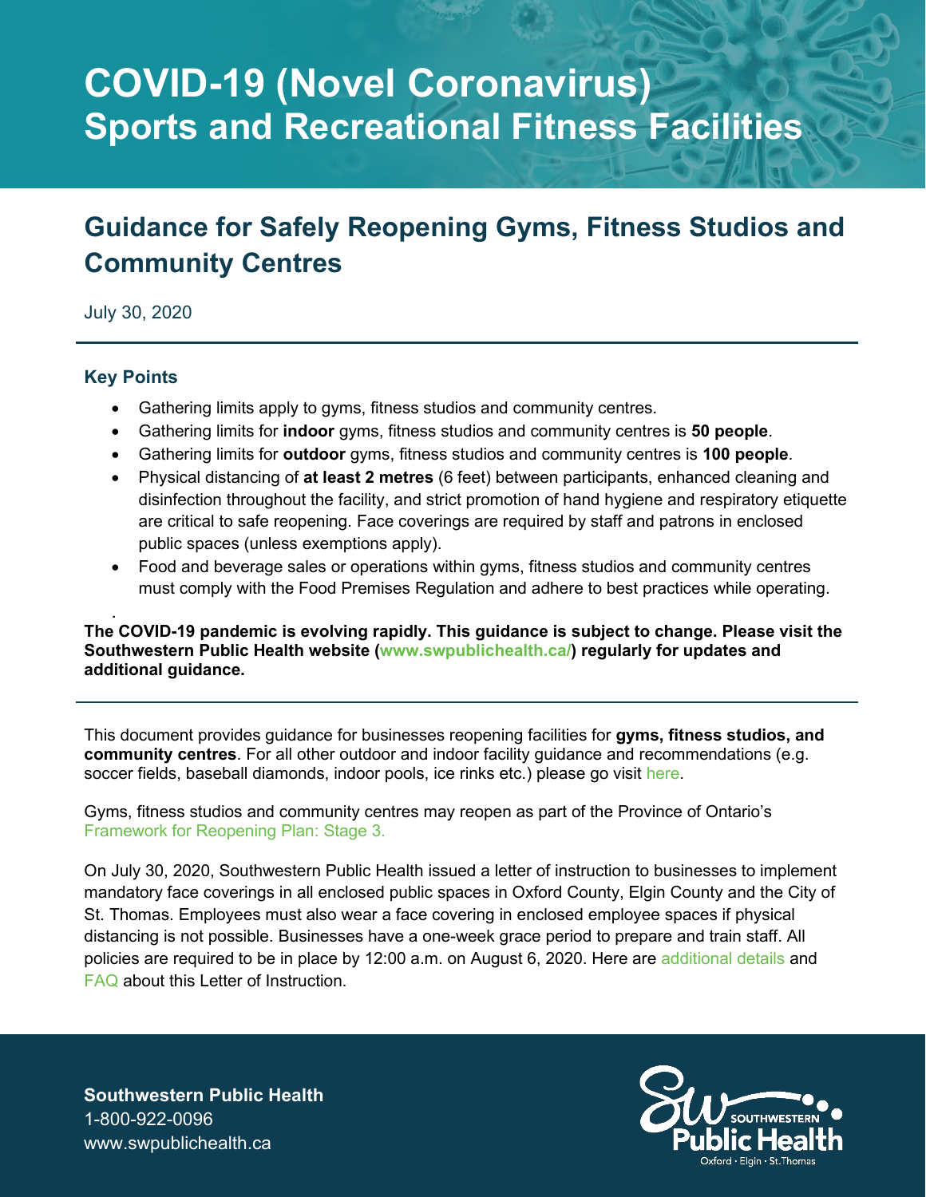# COVID-19 (Novel Coronavirus) Sports and Recreational Fitness Facilities

## Guidance for Safely Reopening Gyms, Fitness Studios and Community Centres

July 30, 2020

### Key Points

- Gathering limits apply to gyms, fitness studios and community centres.
- Gathering limits for **indoor** gyms, fitness studios and community centres is **50 people**.
- Gathering limits for **outdoor** gyms, fitness studios and community centres is **100 people**.
- Physical distancing of **at least 2 metres** (6 feet) between participants, enhanced cleaning and disinfection throughout the facility, and strict promotion of hand hygiene and respiratory etiquette are critical to safe reopening. Face coverings are required by staff and patrons in enclosed public spaces (unless exemptions apply).
- Food and beverage sales or operations within gyms, fitness studios and community centres must comply with the Food Premises Regulation and adhere to best practices while operating.

**The COVID-19 pandemic is evolving rapidly. This guidance is subject to change. Please visit the Southwestern Public Health website (www.swpublichealth.ca/) regularly for updates and additional guidance.**

This document provides guidance for businesses reopening facilities for **gyms, fitness studios, and community centres**. For all other outdoor and indoor facility guidance and recommendations (e.g. soccer fields, baseball diamonds, indoor pools, ice rinks etc.) please go visit here.

Gyms, fitness studios and community centres may reopen as part of the Province of Ontario's Framework for Reopening Plan: Stage 3.

On July 30, 2020, Southwestern Public Health issued a letter of instruction to businesses to implement mandatory face coverings in all enclosed public spaces in Oxford County, Elgin County and the City of St. Thomas. Employees must also wear a face covering in enclosed employee spaces if physical distancing is not possible. Businesses have a one-week grace period to prepare and train staff. All policies are required to be in place by 12:00 a.m. on August 6, 2020. Here are additional details and FAQ about this Letter of Instruction.

**Southwestern Public Health**
1-800-922-0096
www.swpublichealth.ca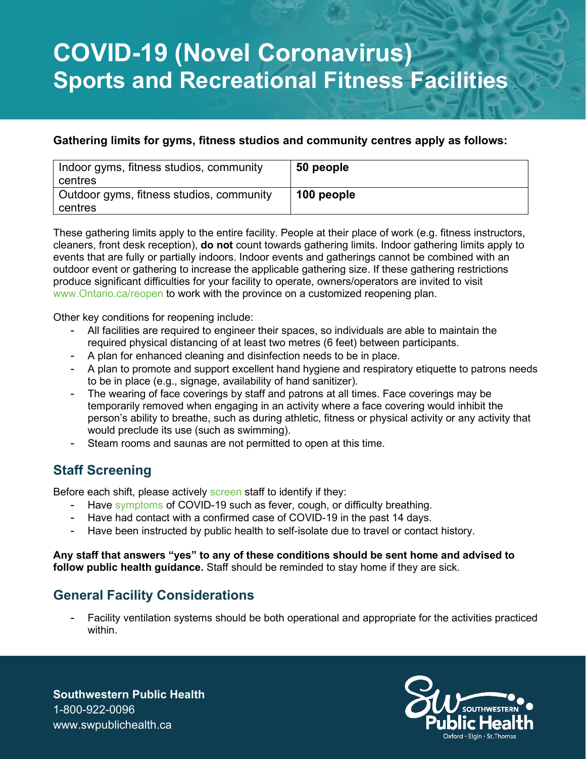# COVID-19 (Novel Coronavirus) Sports and Recreational Fitness Facilities

**Gathering limits for gyms, fitness studios and community centres apply as follows:**

| | |
|---|---|
| Indoor gyms, fitness studios, community centres | **50 people** |
| Outdoor gyms, fitness studios, community centres | **100 people** |

These gathering limits apply to the entire facility. People at their place of work (e.g. fitness instructors, cleaners, front desk reception), **do not** count towards gathering limits. Indoor gathering limits apply to events that are fully or partially indoors. Indoor events and gatherings cannot be combined with an outdoor event or gathering to increase the applicable gathering size. If these gathering restrictions produce significant difficulties for your facility to operate, owners/operators are invited to visit www.Ontario.ca/reopen to work with the province on a customized reopening plan.

Other key conditions for reopening include:

- All facilities are required to engineer their spaces, so individuals are able to maintain the required physical distancing of at least two metres (6 feet) between participants.
- A plan for enhanced cleaning and disinfection needs to be in place.
- A plan to promote and support excellent hand hygiene and respiratory etiquette to patrons needs to be in place (e.g., signage, availability of hand sanitizer).
- The wearing of face coverings by staff and patrons at all times. Face coverings may be temporarily removed when engaging in an activity where a face covering would inhibit the person's ability to breathe, such as during athletic, fitness or physical activity or any activity that would preclude its use (such as swimming).
- Steam rooms and saunas are not permitted to open at this time.

## Staff Screening

Before each shift, please actively screen staff to identify if they:

- Have symptoms of COVID-19 such as fever, cough, or difficulty breathing.
- Have had contact with a confirmed case of COVID-19 in the past 14 days.
- Have been instructed by public health to self-isolate due to travel or contact history.

**Any staff that answers "yes" to any of these conditions should be sent home and advised to follow public health guidance.** Staff should be reminded to stay home if they are sick.

## General Facility Considerations

- Facility ventilation systems should be both operational and appropriate for the activities practiced within.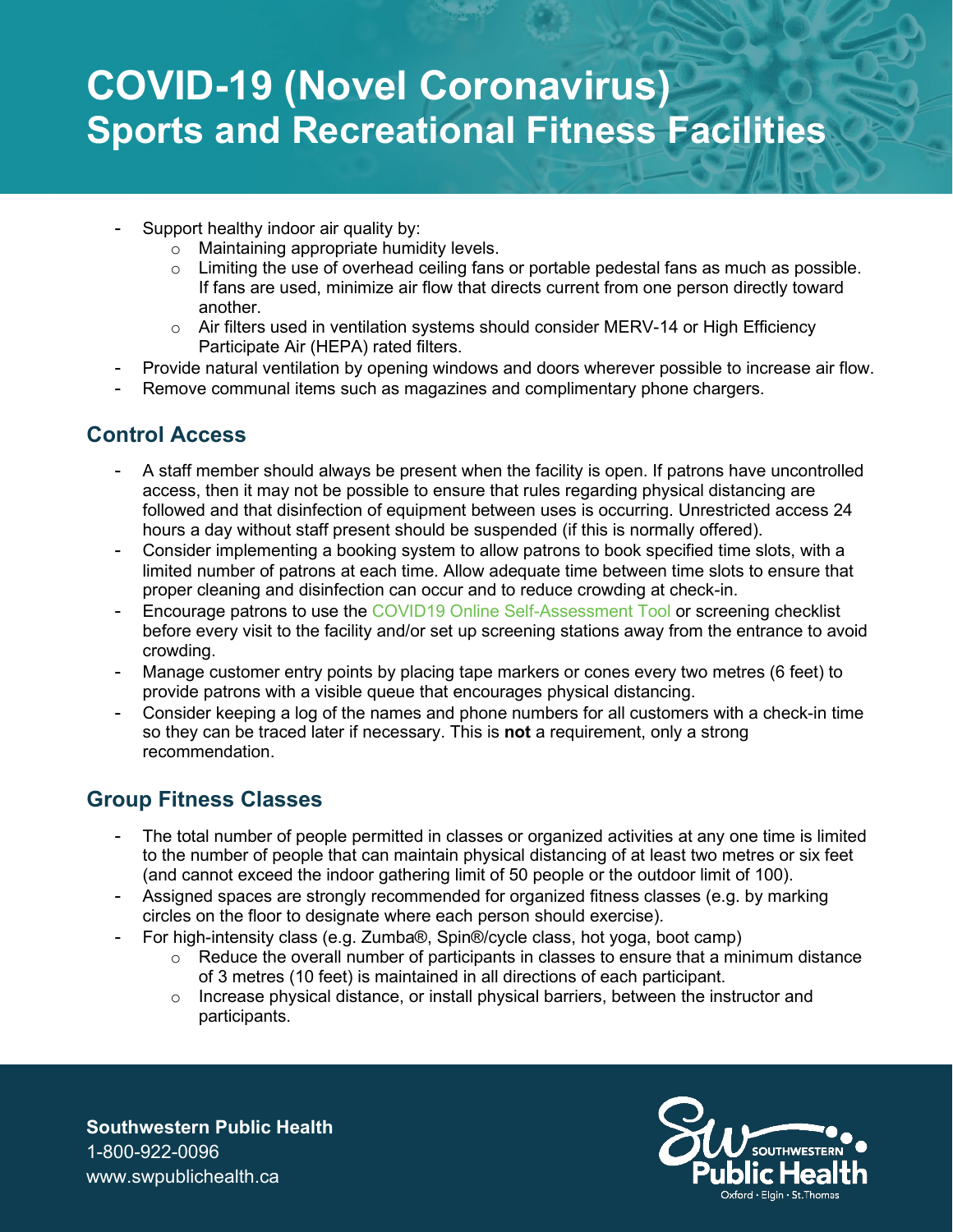- Support healthy indoor air quality by:
  - Maintaining appropriate humidity levels.
  - Limiting the use of overhead ceiling fans or portable pedestal fans as much as possible. If fans are used, minimize air flow that directs current from one person directly toward another.
  - Air filters used in ventilation systems should consider MERV-14 or High Efficiency Participate Air (HEPA) rated filters.
- Provide natural ventilation by opening windows and doors wherever possible to increase air flow.
- Remove communal items such as magazines and complimentary phone chargers.

## Control Access

- A staff member should always be present when the facility is open. If patrons have uncontrolled access, then it may not be possible to ensure that rules regarding physical distancing are followed and that disinfection of equipment between uses is occurring. Unrestricted access 24 hours a day without staff present should be suspended (if this is normally offered).
- Consider implementing a booking system to allow patrons to book specified time slots, with a limited number of patrons at each time. Allow adequate time between time slots to ensure that proper cleaning and disinfection can occur and to reduce crowding at check-in.
- Encourage patrons to use the COVID19 Online Self-Assessment Tool or screening checklist before every visit to the facility and/or set up screening stations away from the entrance to avoid crowding.
- Manage customer entry points by placing tape markers or cones every two metres (6 feet) to provide patrons with a visible queue that encourages physical distancing.
- Consider keeping a log of the names and phone numbers for all customers with a check-in time so they can be traced later if necessary. This is **not** a requirement, only a strong recommendation.

## Group Fitness Classes

- The total number of people permitted in classes or organized activities at any one time is limited to the number of people that can maintain physical distancing of at least two metres or six feet (and cannot exceed the indoor gathering limit of 50 people or the outdoor limit of 100).
- Assigned spaces are strongly recommended for organized fitness classes (e.g. by marking circles on the floor to designate where each person should exercise).
- For high-intensity class (e.g. Zumba®, Spin®/cycle class, hot yoga, boot camp)
  - Reduce the overall number of participants in classes to ensure that a minimum distance of 3 metres (10 feet) is maintained in all directions of each participant.
  - Increase physical distance, or install physical barriers, between the instructor and participants.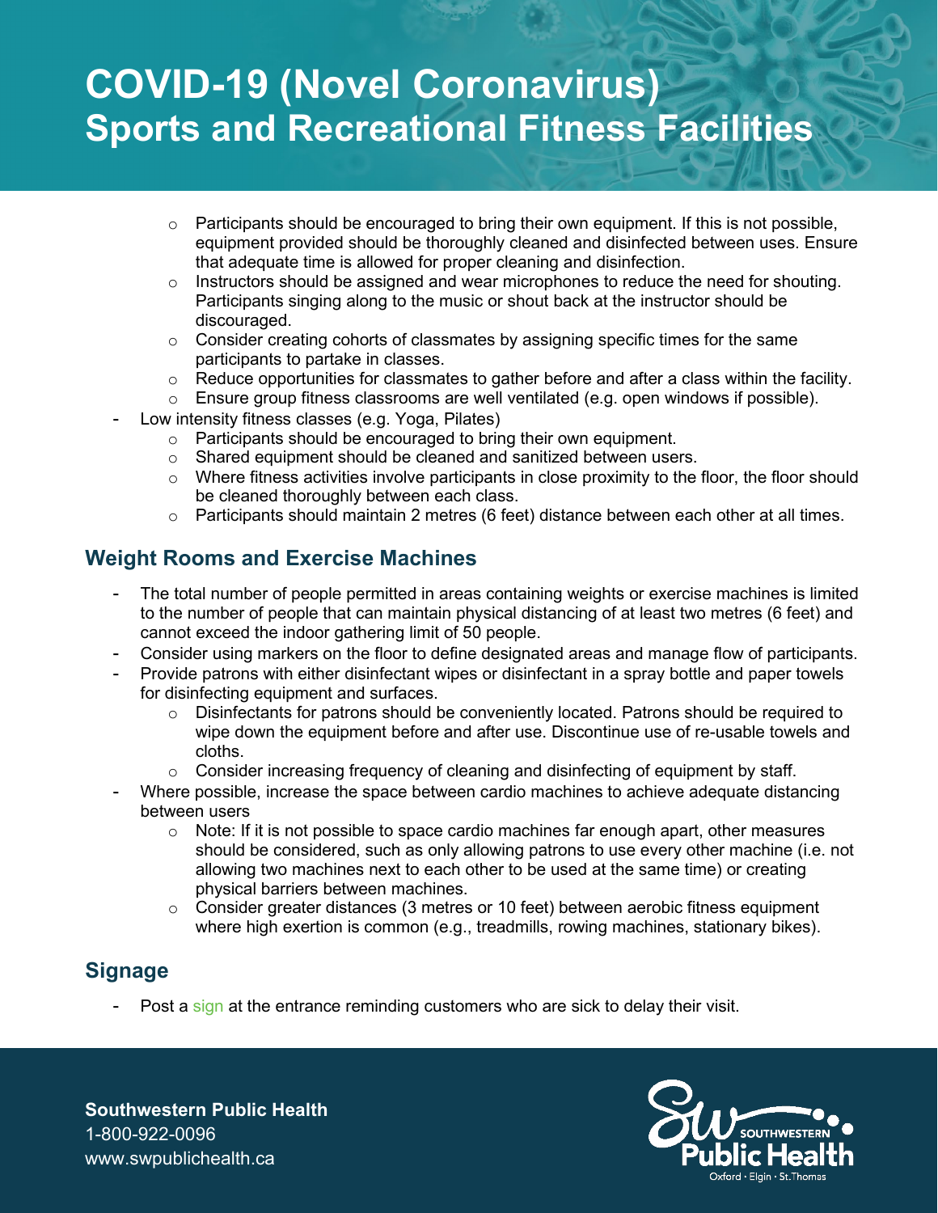- Participants should be encouraged to bring their own equipment. If this is not possible, equipment provided should be thoroughly cleaned and disinfected between uses. Ensure that adequate time is allowed for proper cleaning and disinfection.
    - Instructors should be assigned and wear microphones to reduce the need for shouting. Participants singing along to the music or shout back at the instructor should be discouraged.
    - Consider creating cohorts of classmates by assigning specific times for the same participants to partake in classes.
    - Reduce opportunities for classmates to gather before and after a class within the facility.
    - Ensure group fitness classrooms are well ventilated (e.g. open windows if possible).
- Low intensity fitness classes (e.g. Yoga, Pilates)
    - Participants should be encouraged to bring their own equipment.
    - Shared equipment should be cleaned and sanitized between users.
    - Where fitness activities involve participants in close proximity to the floor, the floor should be cleaned thoroughly between each class.
    - Participants should maintain 2 metres (6 feet) distance between each other at all times.

## Weight Rooms and Exercise Machines

- The total number of people permitted in areas containing weights or exercise machines is limited to the number of people that can maintain physical distancing of at least two metres (6 feet) and cannot exceed the indoor gathering limit of 50 people.
- Consider using markers on the floor to define designated areas and manage flow of participants.
- Provide patrons with either disinfectant wipes or disinfectant in a spray bottle and paper towels for disinfecting equipment and surfaces.
    - Disinfectants for patrons should be conveniently located. Patrons should be required to wipe down the equipment before and after use. Discontinue use of re-usable towels and cloths.
    - Consider increasing frequency of cleaning and disinfecting of equipment by staff.
- Where possible, increase the space between cardio machines to achieve adequate distancing between users
    - Note: If it is not possible to space cardio machines far enough apart, other measures should be considered, such as only allowing patrons to use every other machine (i.e. not allowing two machines next to each other to be used at the same time) or creating physical barriers between machines.
    - Consider greater distances (3 metres or 10 feet) between aerobic fitness equipment where high exertion is common (e.g., treadmills, rowing machines, stationary bikes).

## Signage

- Post a sign at the entrance reminding customers who are sick to delay their visit.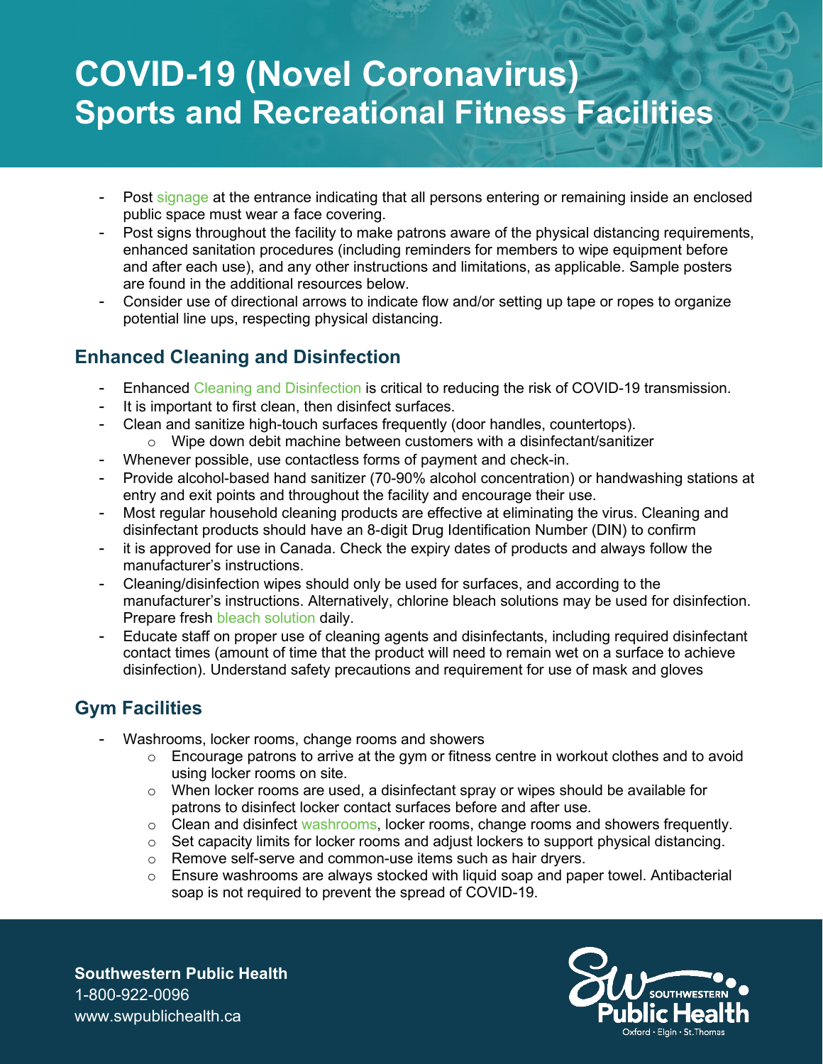# COVID-19 (Novel Coronavirus) Sports and Recreational Fitness Facilities

- Post signage at the entrance indicating that all persons entering or remaining inside an enclosed public space must wear a face covering.
- Post signs throughout the facility to make patrons aware of the physical distancing requirements, enhanced sanitation procedures (including reminders for members to wipe equipment before and after each use), and any other instructions and limitations, as applicable. Sample posters are found in the additional resources below.
- Consider use of directional arrows to indicate flow and/or setting up tape or ropes to organize potential line ups, respecting physical distancing.

## Enhanced Cleaning and Disinfection

- Enhanced Cleaning and Disinfection is critical to reducing the risk of COVID-19 transmission.
- It is important to first clean, then disinfect surfaces.
- Clean and sanitize high-touch surfaces frequently (door handles, countertops).
  - Wipe down debit machine between customers with a disinfectant/sanitizer
- Whenever possible, use contactless forms of payment and check-in.
- Provide alcohol-based hand sanitizer (70-90% alcohol concentration) or handwashing stations at entry and exit points and throughout the facility and encourage their use.
- Most regular household cleaning products are effective at eliminating the virus. Cleaning and disinfectant products should have an 8-digit Drug Identification Number (DIN) to confirm
- it is approved for use in Canada. Check the expiry dates of products and always follow the manufacturer's instructions.
- Cleaning/disinfection wipes should only be used for surfaces, and according to the manufacturer's instructions. Alternatively, chlorine bleach solutions may be used for disinfection. Prepare fresh bleach solution daily.
- Educate staff on proper use of cleaning agents and disinfectants, including required disinfectant contact times (amount of time that the product will need to remain wet on a surface to achieve disinfection). Understand safety precautions and requirement for use of mask and gloves

## Gym Facilities

- Washrooms, locker rooms, change rooms and showers
  - Encourage patrons to arrive at the gym or fitness centre in workout clothes and to avoid using locker rooms on site.
  - When locker rooms are used, a disinfectant spray or wipes should be available for patrons to disinfect locker contact surfaces before and after use.
  - Clean and disinfect washrooms, locker rooms, change rooms and showers frequently.
  - Set capacity limits for locker rooms and adjust lockers to support physical distancing.
  - Remove self-serve and common-use items such as hair dryers.
  - Ensure washrooms are always stocked with liquid soap and paper towel. Antibacterial soap is not required to prevent the spread of COVID-19.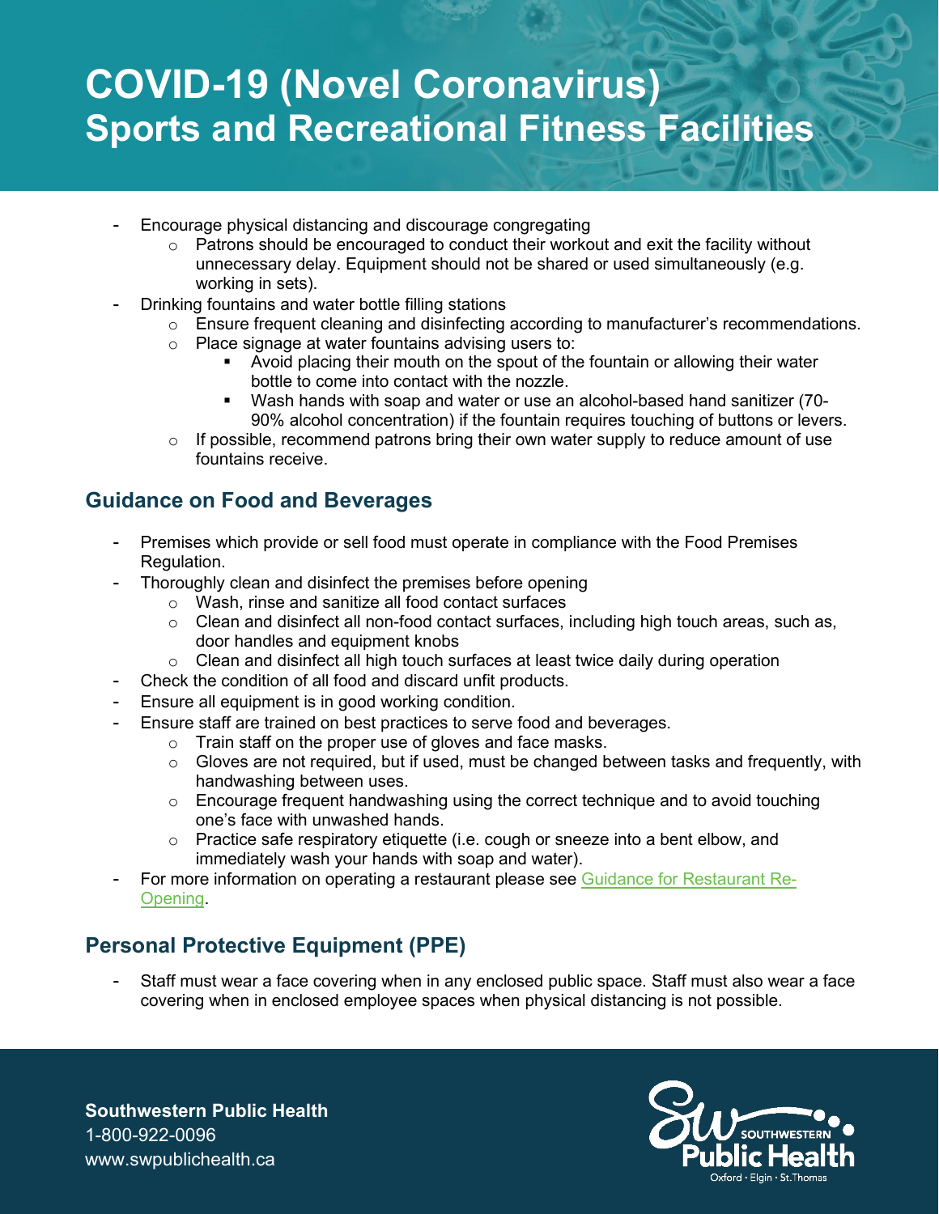- Encourage physical distancing and discourage congregating
    - Patrons should be encouraged to conduct their workout and exit the facility without unnecessary delay. Equipment should not be shared or used simultaneously (e.g. working in sets).
- Drinking fountains and water bottle filling stations
    - Ensure frequent cleaning and disinfecting according to manufacturer's recommendations.
    - Place signage at water fountains advising users to:
        - Avoid placing their mouth on the spout of the fountain or allowing their water bottle to come into contact with the nozzle.
        - Wash hands with soap and water or use an alcohol-based hand sanitizer (70-90% alcohol concentration) if the fountain requires touching of buttons or levers.
    - If possible, recommend patrons bring their own water supply to reduce amount of use fountains receive.

## Guidance on Food and Beverages

- Premises which provide or sell food must operate in compliance with the Food Premises Regulation.
- Thoroughly clean and disinfect the premises before opening
    - Wash, rinse and sanitize all food contact surfaces
    - Clean and disinfect all non-food contact surfaces, including high touch areas, such as, door handles and equipment knobs
    - Clean and disinfect all high touch surfaces at least twice daily during operation
- Check the condition of all food and discard unfit products.
- Ensure all equipment is in good working condition.
- Ensure staff are trained on best practices to serve food and beverages.
    - Train staff on the proper use of gloves and face masks.
    - Gloves are not required, but if used, must be changed between tasks and frequently, with handwashing between uses.
    - Encourage frequent handwashing using the correct technique and to avoid touching one's face with unwashed hands.
    - Practice safe respiratory etiquette (i.e. cough or sneeze into a bent elbow, and immediately wash your hands with soap and water).
- For more information on operating a restaurant please see Guidance for Restaurant Re-Opening.

## Personal Protective Equipment (PPE)

- Staff must wear a face covering when in any enclosed public space. Staff must also wear a face covering when in enclosed employee spaces when physical distancing is not possible.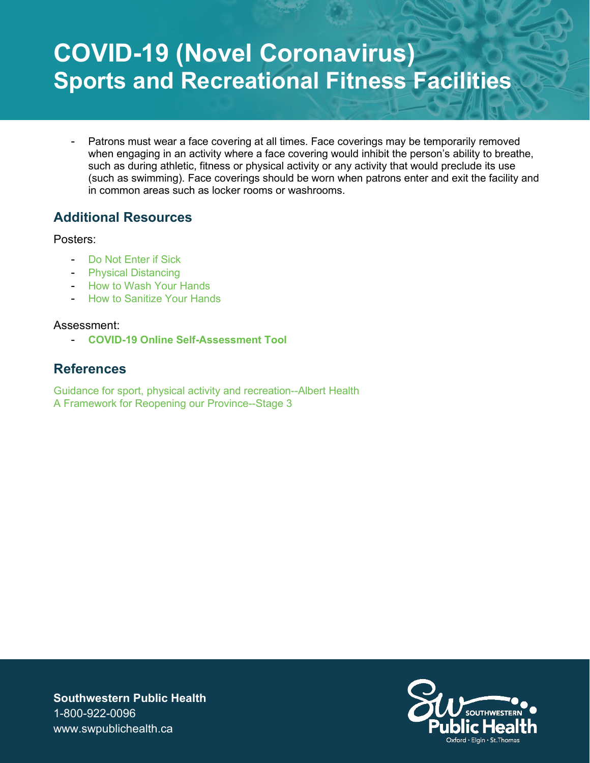# COVID-19 (Novel Coronavirus)
## Sports and Recreational Fitness Facilities

- Patrons must wear a face covering at all times. Face coverings may be temporarily removed when engaging in an activity where a face covering would inhibit the person's ability to breathe, such as during athletic, fitness or physical activity or any activity that would preclude its use (such as swimming). Face coverings should be worn when patrons enter and exit the facility and in common areas such as locker rooms or washrooms.

## Additional Resources

Posters:

- Do Not Enter if Sick
- Physical Distancing
- How to Wash Your Hands
- How to Sanitize Your Hands

Assessment:

- **COVID-19 Online Self-Assessment Tool**

## References

Guidance for sport, physical activity and recreation--Albert Health
A Framework for Reopening our Province--Stage 3

**Southwestern Public Health**
1-800-922-0096
www.swpublichealth.ca